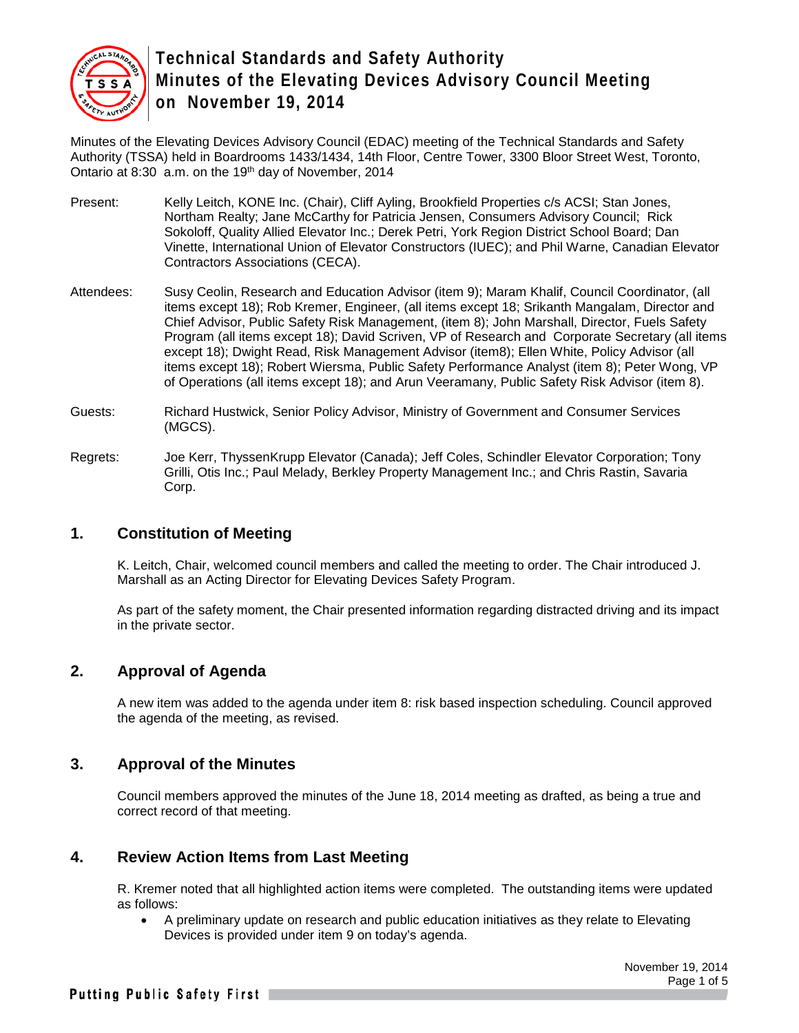# Technical Standards and Safety Authority Minutes of the Elevating Devices Advisory Council Meeting on November 19, 2014

Minutes of the Elevating Devices Advisory Council (EDAC) meeting of the Technical Standards and Safety Authority (TSSA) held in Boardrooms 1433/1434, 14th Floor, Centre Tower, 3300 Bloor Street West, Toronto, Ontario at 8:30 a.m. on the 19th day of November, 2014

Present: Kelly Leitch, KONE Inc. (Chair), Cliff Ayling, Brookfield Properties c/s ACSI; Stan Jones, Northam Realty; Jane McCarthy for Patricia Jensen, Consumers Advisory Council; Rick Sokoloff, Quality Allied Elevator Inc.; Derek Petri, York Region District School Board; Dan Vinette, International Union of Elevator Constructors (IUEC); and Phil Warne, Canadian Elevator Contractors Associations (CECA).

Attendees: Susy Ceolin, Research and Education Advisor (item 9); Maram Khalif, Council Coordinator, (all items except 18); Rob Kremer, Engineer, (all items except 18; Srikanth Mangalam, Director and Chief Advisor, Public Safety Risk Management, (item 8); John Marshall, Director, Fuels Safety Program (all items except 18); David Scriven, VP of Research and Corporate Secretary (all items except 18); Dwight Read, Risk Management Advisor (item8); Ellen White, Policy Advisor (all items except 18); Robert Wiersma, Public Safety Performance Analyst (item 8); Peter Wong, VP of Operations (all items except 18); and Arun Veeramany, Public Safety Risk Advisor (item 8).

Guests: Richard Hustwick, Senior Policy Advisor, Ministry of Government and Consumer Services (MGCS).

Regrets: Joe Kerr, ThyssenKrupp Elevator (Canada); Jeff Coles, Schindler Elevator Corporation; Tony Grilli, Otis Inc.; Paul Melady, Berkley Property Management Inc.; and Chris Rastin, Savaria Corp.

## 1. Constitution of Meeting

K. Leitch, Chair, welcomed council members and called the meeting to order. The Chair introduced J. Marshall as an Acting Director for Elevating Devices Safety Program.

As part of the safety moment, the Chair presented information regarding distracted driving and its impact in the private sector.

## 2. Approval of Agenda

A new item was added to the agenda under item 8: risk based inspection scheduling. Council approved the agenda of the meeting, as revised.

## 3. Approval of the Minutes

Council members approved the minutes of the June 18, 2014 meeting as drafted, as being a true and correct record of that meeting.

## 4. Review Action Items from Last Meeting

R. Kremer noted that all highlighted action items were completed. The outstanding items were updated as follows:

- A preliminary update on research and public education initiatives as they relate to Elevating Devices is provided under item 9 on today's agenda.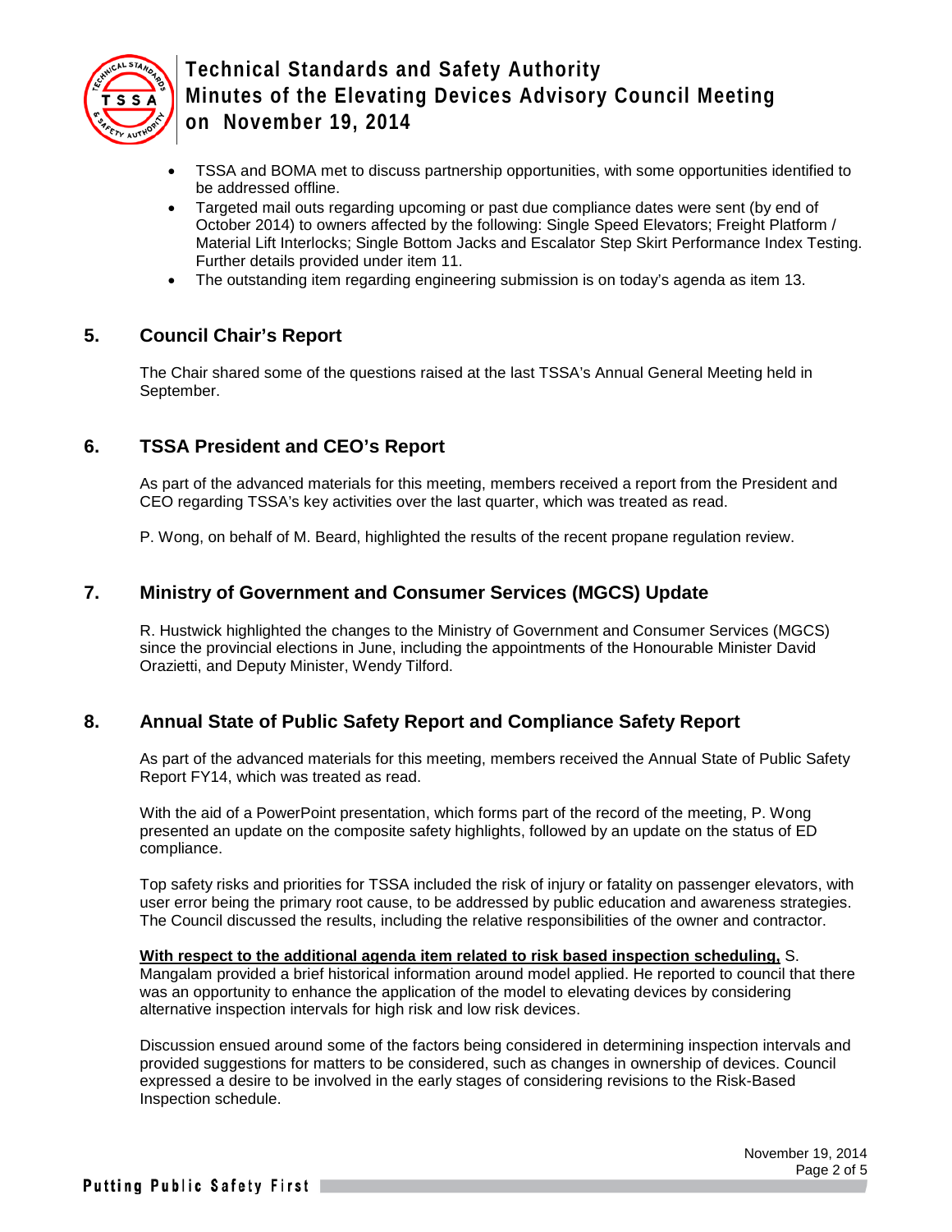- TSSA and BOMA met to discuss partnership opportunities, with some opportunities identified to be addressed offline.
- Targeted mail outs regarding upcoming or past due compliance dates were sent (by end of October 2014) to owners affected by the following: Single Speed Elevators; Freight Platform / Material Lift Interlocks; Single Bottom Jacks and Escalator Step Skirt Performance Index Testing. Further details provided under item 11.
- The outstanding item regarding engineering submission is on today's agenda as item 13.

## 5. Council Chair's Report

The Chair shared some of the questions raised at the last TSSA's Annual General Meeting held in September.

## 6. TSSA President and CEO's Report

As part of the advanced materials for this meeting, members received a report from the President and CEO regarding TSSA's key activities over the last quarter, which was treated as read.

P. Wong, on behalf of M. Beard, highlighted the results of the recent propane regulation review.

## 7. Ministry of Government and Consumer Services (MGCS) Update

R. Hustwick highlighted the changes to the Ministry of Government and Consumer Services (MGCS) since the provincial elections in June, including the appointments of the Honourable Minister David Orazietti, and Deputy Minister, Wendy Tilford.

## 8. Annual State of Public Safety Report and Compliance Safety Report

As part of the advanced materials for this meeting, members received the Annual State of Public Safety Report FY14, which was treated as read.

With the aid of a PowerPoint presentation, which forms part of the record of the meeting, P. Wong presented an update on the composite safety highlights, followed by an update on the status of ED compliance.

Top safety risks and priorities for TSSA included the risk of injury or fatality on passenger elevators, with user error being the primary root cause, to be addressed by public education and awareness strategies. The Council discussed the results, including the relative responsibilities of the owner and contractor.

**<u>With respect to the additional agenda item related to risk based inspection scheduling,</u>** S. Mangalam provided a brief historical information around model applied. He reported to council that there was an opportunity to enhance the application of the model to elevating devices by considering alternative inspection intervals for high risk and low risk devices.

Discussion ensued around some of the factors being considered in determining inspection intervals and provided suggestions for matters to be considered, such as changes in ownership of devices. Council expressed a desire to be involved in the early stages of considering revisions to the Risk-Based Inspection schedule.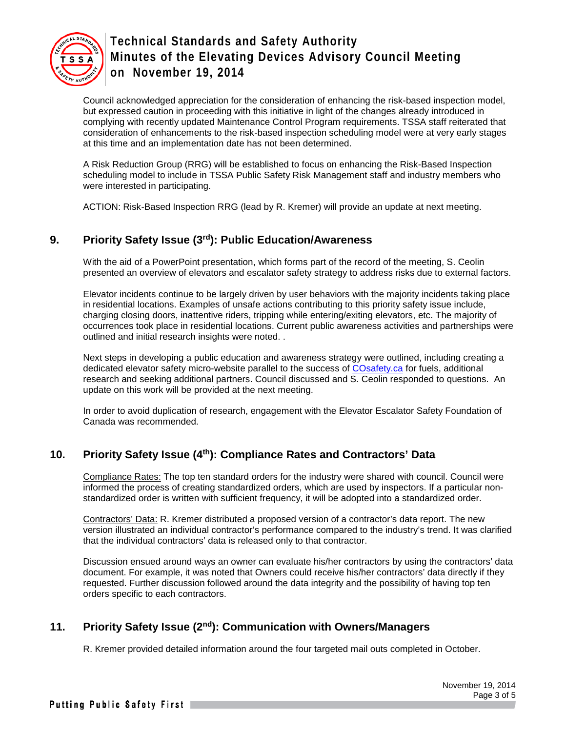Council acknowledged appreciation for the consideration of enhancing the risk-based inspection model, but expressed caution in proceeding with this initiative in light of the changes already introduced in complying with recently updated Maintenance Control Program requirements. TSSA staff reiterated that consideration of enhancements to the risk-based inspection scheduling model were at very early stages at this time and an implementation date has not been determined.

A Risk Reduction Group (RRG) will be established to focus on enhancing the Risk-Based Inspection scheduling model to include in TSSA Public Safety Risk Management staff and industry members who were interested in participating.

ACTION: Risk-Based Inspection RRG (lead by R. Kremer) will provide an update at next meeting.

## 9. Priority Safety Issue (3rd): Public Education/Awareness

With the aid of a PowerPoint presentation, which forms part of the record of the meeting, S. Ceolin presented an overview of elevators and escalator safety strategy to address risks due to external factors.

Elevator incidents continue to be largely driven by user behaviors with the majority incidents taking place in residential locations. Examples of unsafe actions contributing to this priority safety issue include, charging closing doors, inattentive riders, tripping while entering/exiting elevators, etc. The majority of occurrences took place in residential locations. Current public awareness activities and partnerships were outlined and initial research insights were noted. .

Next steps in developing a public education and awareness strategy were outlined, including creating a dedicated elevator safety micro-website parallel to the success of COsafety.ca for fuels, additional research and seeking additional partners. Council discussed and S. Ceolin responded to questions. An update on this work will be provided at the next meeting.

In order to avoid duplication of research, engagement with the Elevator Escalator Safety Foundation of Canada was recommended.

## 10. Priority Safety Issue (4th): Compliance Rates and Contractors' Data

Compliance Rates: The top ten standard orders for the industry were shared with council. Council were informed the process of creating standardized orders, which are used by inspectors. If a particular non-standardized order is written with sufficient frequency, it will be adopted into a standardized order.

Contractors' Data: R. Kremer distributed a proposed version of a contractor's data report. The new version illustrated an individual contractor's performance compared to the industry's trend. It was clarified that the individual contractors' data is released only to that contractor.

Discussion ensued around ways an owner can evaluate his/her contractors by using the contractors' data document. For example, it was noted that Owners could receive his/her contractors' data directly if they requested. Further discussion followed around the data integrity and the possibility of having top ten orders specific to each contractors.

## 11. Priority Safety Issue (2nd): Communication with Owners/Managers

R. Kremer provided detailed information around the four targeted mail outs completed in October.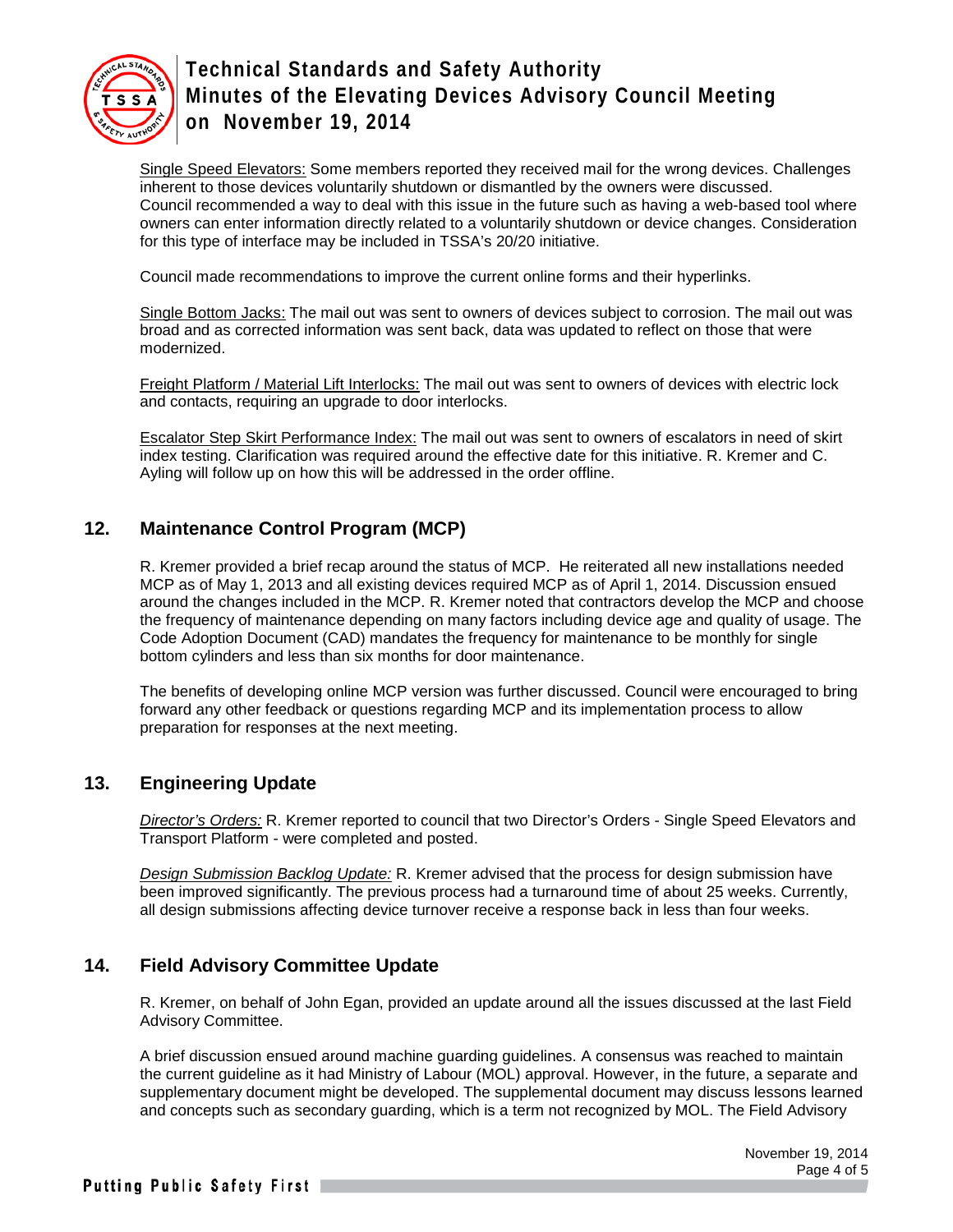Single Speed Elevators: Some members reported they received mail for the wrong devices. Challenges inherent to those devices voluntarily shutdown or dismantled by the owners were discussed. Council recommended a way to deal with this issue in the future such as having a web-based tool where owners can enter information directly related to a voluntarily shutdown or device changes. Consideration for this type of interface may be included in TSSA's 20/20 initiative.

Council made recommendations to improve the current online forms and their hyperlinks.

Single Bottom Jacks: The mail out was sent to owners of devices subject to corrosion. The mail out was broad and as corrected information was sent back, data was updated to reflect on those that were modernized.

Freight Platform / Material Lift Interlocks: The mail out was sent to owners of devices with electric lock and contacts, requiring an upgrade to door interlocks.

Escalator Step Skirt Performance Index: The mail out was sent to owners of escalators in need of skirt index testing. Clarification was required around the effective date for this initiative. R. Kremer and C. Ayling will follow up on how this will be addressed in the order offline.

## 12. Maintenance Control Program (MCP)

R. Kremer provided a brief recap around the status of MCP. He reiterated all new installations needed MCP as of May 1, 2013 and all existing devices required MCP as of April 1, 2014. Discussion ensued around the changes included in the MCP. R. Kremer noted that contractors develop the MCP and choose the frequency of maintenance depending on many factors including device age and quality of usage. The Code Adoption Document (CAD) mandates the frequency for maintenance to be monthly for single bottom cylinders and less than six months for door maintenance.

The benefits of developing online MCP version was further discussed. Council were encouraged to bring forward any other feedback or questions regarding MCP and its implementation process to allow preparation for responses at the next meeting.

## 13. Engineering Update

*Director's Orders:* R. Kremer reported to council that two Director's Orders - Single Speed Elevators and Transport Platform - were completed and posted.

*Design Submission Backlog Update:* R. Kremer advised that the process for design submission have been improved significantly. The previous process had a turnaround time of about 25 weeks. Currently, all design submissions affecting device turnover receive a response back in less than four weeks.

## 14. Field Advisory Committee Update

R. Kremer, on behalf of John Egan, provided an update around all the issues discussed at the last Field Advisory Committee.

A brief discussion ensued around machine guarding guidelines. A consensus was reached to maintain the current guideline as it had Ministry of Labour (MOL) approval. However, in the future, a separate and supplementary document might be developed. The supplemental document may discuss lessons learned and concepts such as secondary guarding, which is a term not recognized by MOL. The Field Advisory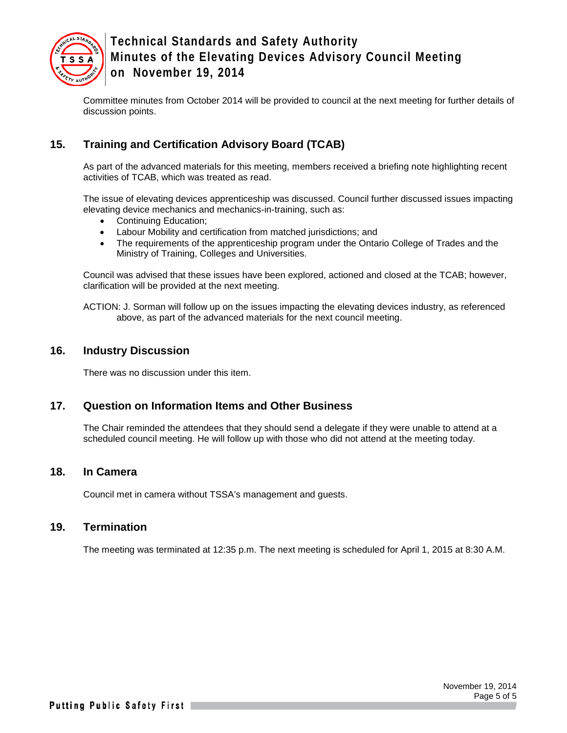Committee minutes from October 2014 will be provided to council at the next meeting for further details of discussion points.

## 15. Training and Certification Advisory Board (TCAB)

As part of the advanced materials for this meeting, members received a briefing note highlighting recent activities of TCAB, which was treated as read.

The issue of elevating devices apprenticeship was discussed. Council further discussed issues impacting elevating device mechanics and mechanics-in-training, such as:

- Continuing Education;
- Labour Mobility and certification from matched jurisdictions; and
- The requirements of the apprenticeship program under the Ontario College of Trades and the Ministry of Training, Colleges and Universities.

Council was advised that these issues have been explored, actioned and closed at the TCAB; however, clarification will be provided at the next meeting.

ACTION: J. Sorman will follow up on the issues impacting the elevating devices industry, as referenced above, as part of the advanced materials for the next council meeting.

## 16. Industry Discussion

There was no discussion under this item.

## 17. Question on Information Items and Other Business

The Chair reminded the attendees that they should send a delegate if they were unable to attend at a scheduled council meeting. He will follow up with those who did not attend at the meeting today.

## 18. In Camera

Council met in camera without TSSA's management and guests.

## 19. Termination

The meeting was terminated at 12:35 p.m. The next meeting is scheduled for April 1, 2015 at 8:30 A.M.